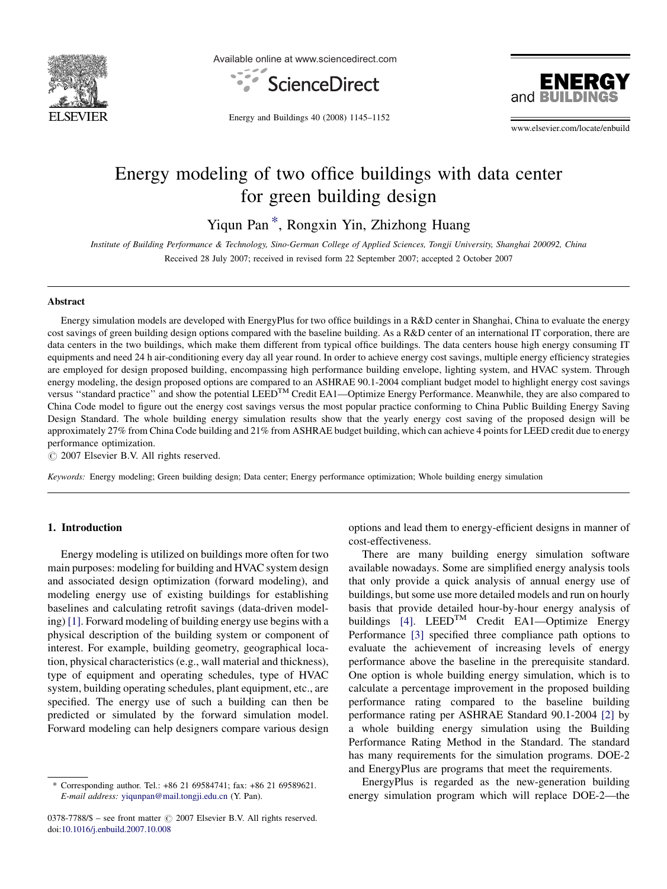# Energy modeling of two office buildings with data center for green building design

Yiqun Pan *, Rongxin Yin, Zhizhong Huang

*Institute of Building Performance & Technology, Sino-German College of Applied Sciences, Tongji University, Shanghai 200092, China*

Received 28 July 2007; received in revised form 22 September 2007; accepted 2 October 2007

## Abstract

Energy simulation models are developed with EnergyPlus for two office buildings in a R&D center in Shanghai, China to evaluate the energy cost savings of green building design options compared with the baseline building. As a R&D center of an international IT corporation, there are data centers in the two buildings, which make them different from typical office buildings. The data centers house high energy consuming IT equipments and need 24 h air-conditioning every day all year round. In order to achieve energy cost savings, multiple energy efficiency strategies are employed for design proposed building, encompassing high performance building envelope, lighting system, and HVAC system. Through energy modeling, the design proposed options are compared to an ASHRAE 90.1-2004 compliant budget model to highlight energy cost savings versus "standard practice" and show the potential LEED™ Credit EA1—Optimize Energy Performance. Meanwhile, they are also compared to China Code model to figure out the energy cost savings versus the most popular practice conforming to China Public Building Energy Saving Design Standard. The whole building energy simulation results show that the yearly energy cost saving of the proposed design will be approximately 27% from China Code building and 21% from ASHRAE budget building, which can achieve 4 points for LEED credit due to energy performance optimization.

© 2007 Elsevier B.V. All rights reserved.

*Keywords:* Energy modeling; Green building design; Data center; Energy performance optimization; Whole building energy simulation

## 1. Introduction

Energy modeling is utilized on buildings more often for two main purposes: modeling for building and HVAC system design and associated design optimization (forward modeling), and modeling energy use of existing buildings for establishing baselines and calculating retrofit savings (data-driven modeling) [1]. Forward modeling of building energy use begins with a physical description of the building system or component of interest. For example, building geometry, geographical location, physical characteristics (e.g., wall material and thickness), type of equipment and operating schedules, type of HVAC system, building operating schedules, plant equipment, etc., are specified. The energy use of such a building can then be predicted or simulated by the forward simulation model. Forward modeling can help designers compare various design options and lead them to energy-efficient designs in manner of cost-effectiveness.

There are many building energy simulation software available nowadays. Some are simplified energy analysis tools that only provide a quick analysis of annual energy use of buildings, but some use more detailed models and run on hourly basis that provide detailed hour-by-hour energy analysis of buildings [4]. LEED™ Credit EA1—Optimize Energy Performance [3] specified three compliance path options to evaluate the achievement of increasing levels of energy performance above the baseline in the prerequisite standard. One option is whole building energy simulation, which is to calculate a percentage improvement in the proposed building performance rating compared to the baseline building performance rating per ASHRAE Standard 90.1-2004 [2] by a whole building energy simulation using the Building Performance Rating Method in the Standard. The standard has many requirements for the simulation programs. DOE-2 and EnergyPlus are programs that meet the requirements.

EnergyPlus is regarded as the new-generation building energy simulation program which will replace DOE-2—the

* Corresponding author. Tel.: +86 21 69584741; fax: +86 21 69589621.
*E-mail address:* yiqunpan@mail.tongji.edu.cn (Y. Pan).

0378-7788/$ – see front matter © 2007 Elsevier B.V. All rights reserved.
doi:10.1016/j.enbuild.2007.10.008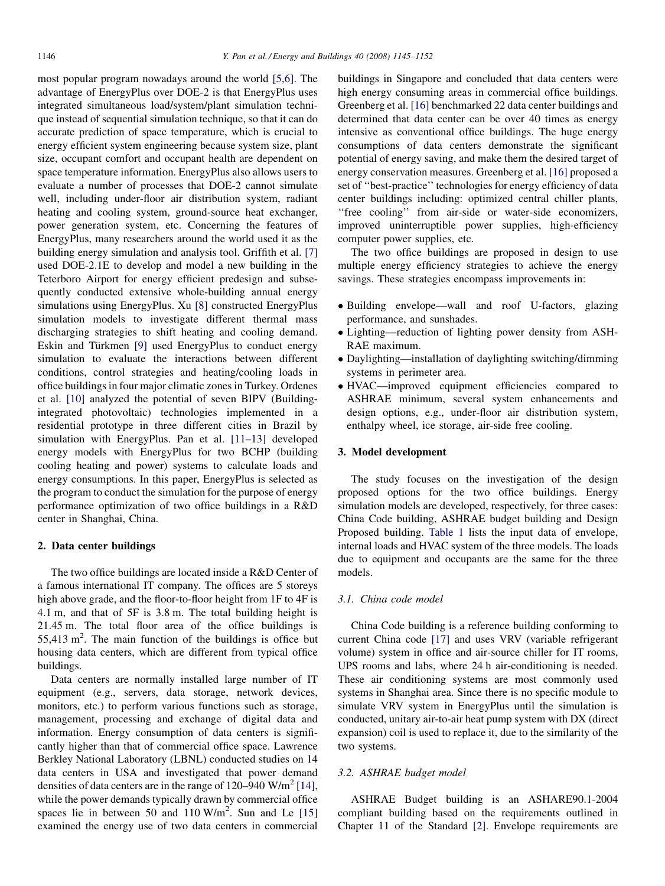most popular program nowadays around the world [5,6]. The advantage of EnergyPlus over DOE-2 is that EnergyPlus uses integrated simultaneous load/system/plant simulation technique instead of sequential simulation technique, so that it can do accurate prediction of space temperature, which is crucial to energy efficient system engineering because system size, plant size, occupant comfort and occupant health are dependent on space temperature information. EnergyPlus also allows users to evaluate a number of processes that DOE-2 cannot simulate well, including under-floor air distribution system, radiant heating and cooling system, ground-source heat exchanger, power generation system, etc. Concerning the features of EnergyPlus, many researchers around the world used it as the building energy simulation and analysis tool. Griffith et al. [7] used DOE-2.1E to develop and model a new building in the Teterboro Airport for energy efficient predesign and subsequently conducted extensive whole-building annual energy simulations using EnergyPlus. Xu [8] constructed EnergyPlus simulation models to investigate different thermal mass discharging strategies to shift heating and cooling demand. Eskin and Türkmen [9] used EnergyPlus to conduct energy simulation to evaluate the interactions between different conditions, control strategies and heating/cooling loads in office buildings in four major climatic zones in Turkey. Ordenes et al. [10] analyzed the potential of seven BIPV (Building-integrated photovoltaic) technologies implemented in a residential prototype in three different cities in Brazil by simulation with EnergyPlus. Pan et al. [11–13] developed energy models with EnergyPlus for two BCHP (building cooling heating and power) systems to calculate loads and energy consumptions. In this paper, EnergyPlus is selected as the program to conduct the simulation for the purpose of energy performance optimization of two office buildings in a R&D center in Shanghai, China.

## 2. Data center buildings

The two office buildings are located inside a R&D Center of a famous international IT company. The offices are 5 storeys high above grade, and the floor-to-floor height from 1F to 4F is 4.1 m, and that of 5F is 3.8 m. The total building height is 21.45 m. The total floor area of the office buildings is 55,413 $m^2$. The main function of the buildings is office but housing data centers, which are different from typical office buildings.

Data centers are normally installed large number of IT equipment (e.g., servers, data storage, network devices, monitors, etc.) to perform various functions such as storage, management, processing and exchange of digital data and information. Energy consumption of data centers is significantly higher than that of commercial office space. Lawrence Berkley National Laboratory (LBNL) conducted studies on 14 data centers in USA and investigated that power demand densities of data centers are in the range of 120–940 W/$m^2$ [14], while the power demands typically drawn by commercial office spaces lie in between 50 and 110 W/$m^2$. Sun and Le [15] examined the energy use of two data centers in commercial buildings in Singapore and concluded that data centers were high energy consuming areas in commercial office buildings. Greenberg et al. [16] benchmarked 22 data center buildings and determined that data center can be over 40 times as energy intensive as conventional office buildings. The huge energy consumptions of data centers demonstrate the significant potential of energy saving, and make them the desired target of energy conservation measures. Greenberg et al. [16] proposed a set of ''best-practice'' technologies for energy efficiency of data center buildings including: optimized central chiller plants, ''free cooling'' from air-side or water-side economizers, improved uninterruptible power supplies, high-efficiency computer power supplies, etc.

The two office buildings are proposed in design to use multiple energy efficiency strategies to achieve the energy savings. These strategies encompass improvements in:

- Building envelope—wall and roof U-factors, glazing performance, and sunshades.
- Lighting—reduction of lighting power density from ASHRAE maximum.
- Daylighting—installation of daylighting switching/dimming systems in perimeter area.
- HVAC—improved equipment efficiencies compared to ASHRAE minimum, several system enhancements and design options, e.g., under-floor air distribution system, enthalpy wheel, ice storage, air-side free cooling.

## 3. Model development

The study focuses on the investigation of the design proposed options for the two office buildings. Energy simulation models are developed, respectively, for three cases: China Code building, ASHRAE budget building and Design Proposed building. Table 1 lists the input data of envelope, internal loads and HVAC system of the three models. The loads due to equipment and occupants are the same for the three models.

### 3.1. China code model

China Code building is a reference building conforming to current China code [17] and uses VRV (variable refrigerant volume) system in office and air-source chiller for IT rooms, UPS rooms and labs, where 24 h air-conditioning is needed. These air conditioning systems are most commonly used systems in Shanghai area. Since there is no specific module to simulate VRV system in EnergyPlus until the simulation is conducted, unitary air-to-air heat pump system with DX (direct expansion) coil is used to replace it, due to the similarity of the two systems.

### 3.2. ASHRAE budget model

ASHRAE Budget building is an ASHARE90.1-2004 compliant building based on the requirements outlined in Chapter 11 of the Standard [2]. Envelope requirements are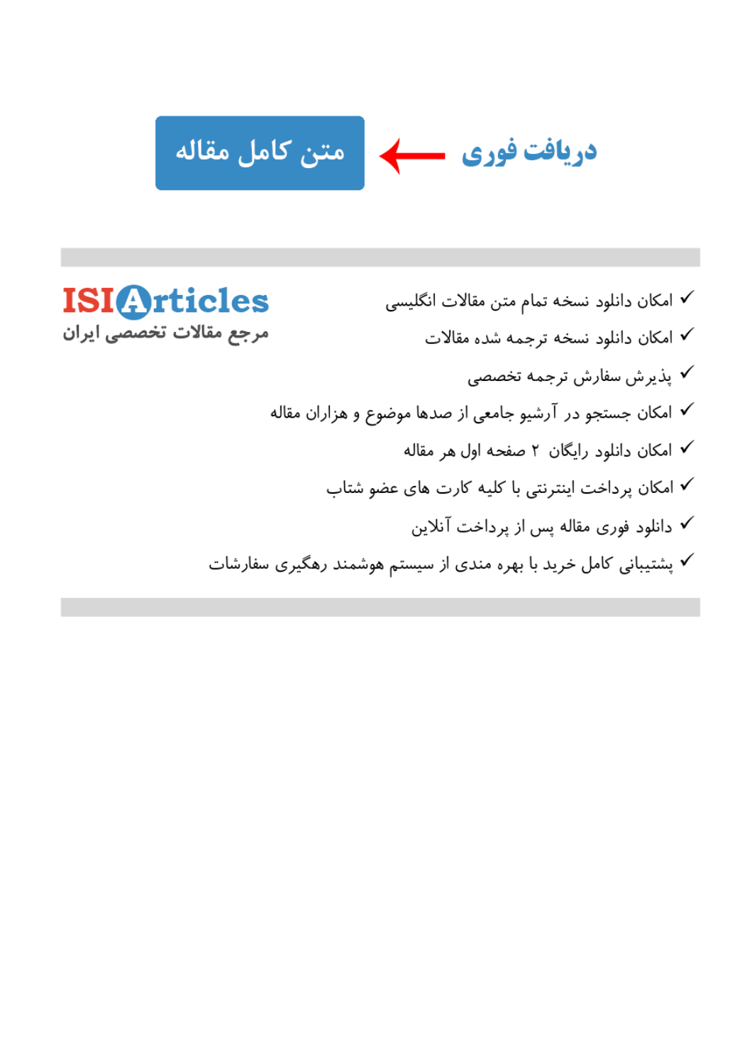دریافت فوری ← متن کامل مقاله

**ISIArticles**

مرجع مقالات تخصصی ایران

- ✓ امکان دانلود نسخه تمام متن مقالات انگلیسی
- ✓ امکان دانلود نسخه ترجمه شده مقالات
- ✓ پذیرش سفارش ترجمه تخصصی
- ✓ امکان جستجو در آرشیو جامعی از صدها موضوع و هزاران مقاله
- ✓ امکان دانلود رایگان ۲ صفحه اول هر مقاله
- ✓ امکان پرداخت اینترنتی با کلیه کارت های عضو شتاب
- ✓ دانلود فوری مقاله پس از پرداخت آنلاین
- ✓ پشتیبانی کامل خرید با بهره مندی از سیستم هوشمند رهگیری سفارشات